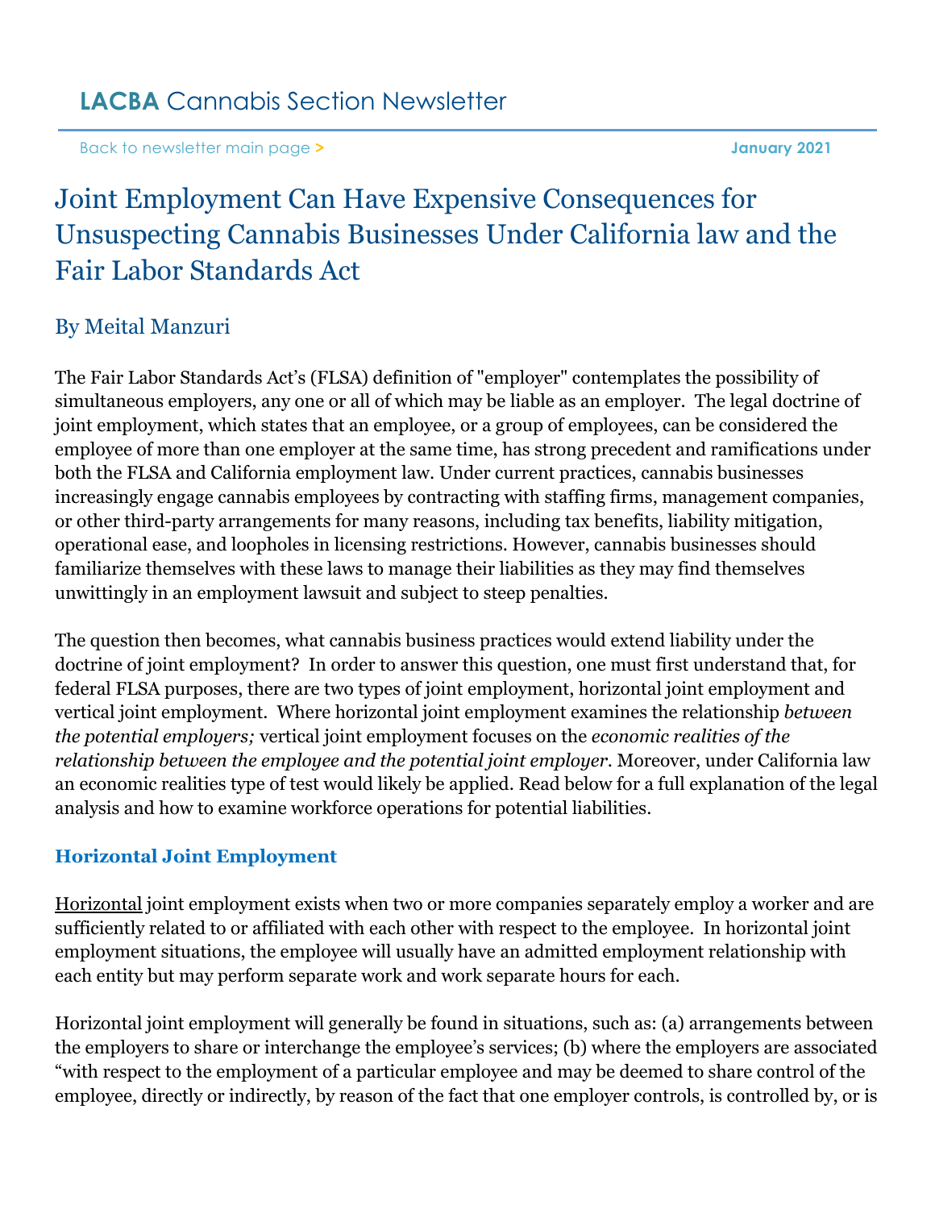LACBA Cannabis Section Newsletter

Back to newsletter main page > January 2021

# Joint Employment Can Have Expensive Consequences for Unsuspecting Cannabis Businesses Under California law and the Fair Labor Standards Act

### By Meital Manzuri

The Fair Labor Standards Act's (FLSA) definition of "employer" contemplates the possibility of simultaneous employers, any one or all of which may be liable as an employer. The legal doctrine of joint employment, which states that an employee, or a group of employees, can be considered the employee of more than one employer at the same time, has strong precedent and ramifications under both the FLSA and California employment law. Under current practices, cannabis businesses increasingly engage cannabis employees by contracting with staffing firms, management companies, or other third-party arrangements for many reasons, including tax benefits, liability mitigation, operational ease, and loopholes in licensing restrictions. However, cannabis businesses should familiarize themselves with these laws to manage their liabilities as they may find themselves unwittingly in an employment lawsuit and subject to steep penalties.

The question then becomes, what cannabis business practices would extend liability under the doctrine of joint employment? In order to answer this question, one must first understand that, for federal FLSA purposes, there are two types of joint employment, horizontal joint employment and vertical joint employment. Where horizontal joint employment examines the relationship *between the potential employers;* vertical joint employment focuses on the *economic realities of the relationship between the employee and the potential joint employer.* Moreover, under California law an economic realities type of test would likely be applied. Read below for a full explanation of the legal analysis and how to examine workforce operations for potential liabilities.

## Horizontal Joint Employment

Horizontal joint employment exists when two or more companies separately employ a worker and are sufficiently related to or affiliated with each other with respect to the employee. In horizontal joint employment situations, the employee will usually have an admitted employment relationship with each entity but may perform separate work and work separate hours for each.

Horizontal joint employment will generally be found in situations, such as: (a) arrangements between the employers to share or interchange the employee's services; (b) where the employers are associated "with respect to the employment of a particular employee and may be deemed to share control of the employee, directly or indirectly, by reason of the fact that one employer controls, is controlled by, or is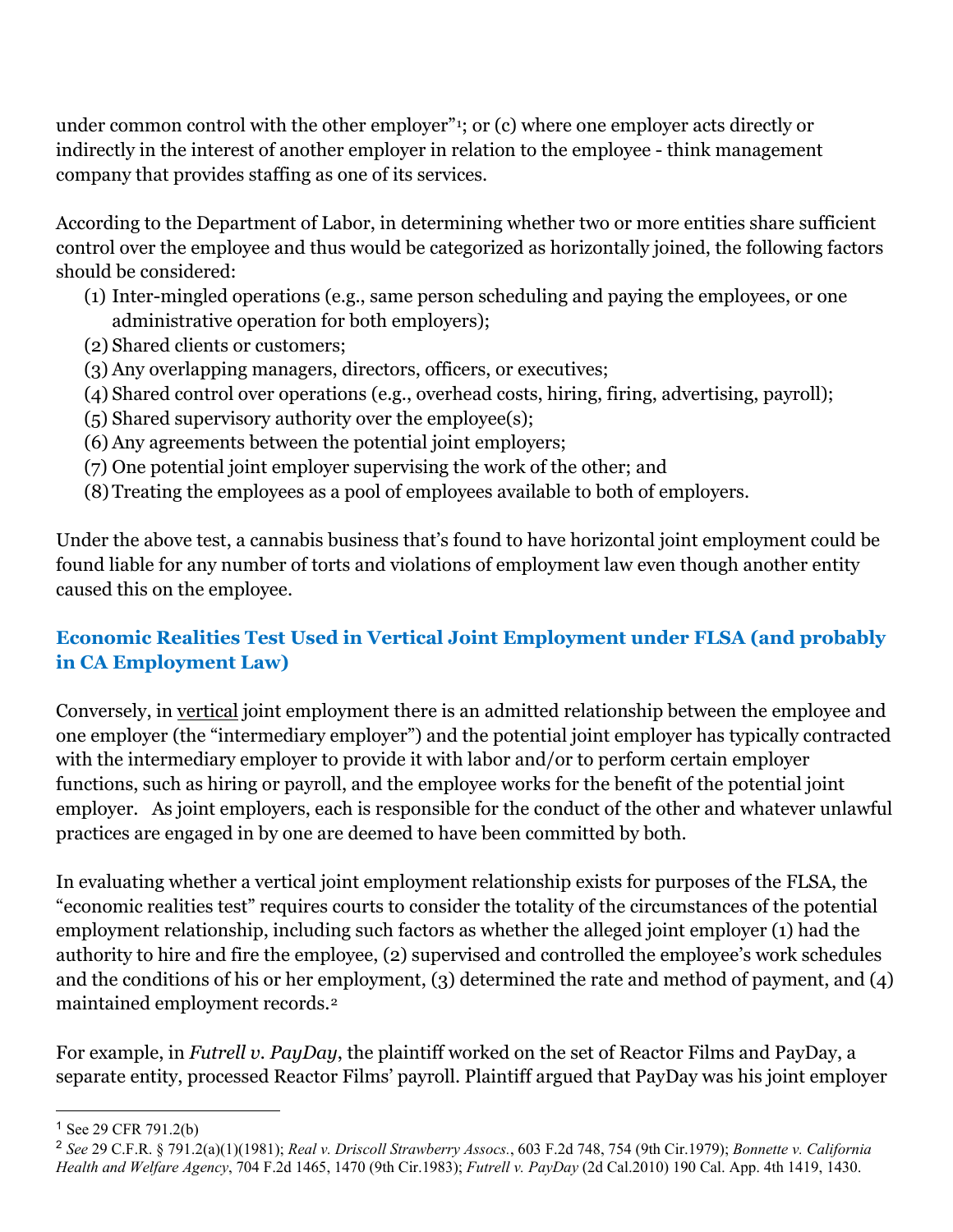under common control with the other employer"[1]; or (c) where one employer acts directly or indirectly in the interest of another employer in relation to the employee - think management company that provides staffing as one of its services.

According to the Department of Labor, in determining whether two or more entities share sufficient control over the employee and thus would be categorized as horizontally joined, the following factors should be considered:

(1) Inter-mingled operations (e.g., same person scheduling and paying the employees, or one administrative operation for both employers);
(2) Shared clients or customers;
(3) Any overlapping managers, directors, officers, or executives;
(4) Shared control over operations (e.g., overhead costs, hiring, firing, advertising, payroll);
(5) Shared supervisory authority over the employee(s);
(6) Any agreements between the potential joint employers;
(7) One potential joint employer supervising the work of the other; and
(8) Treating the employees as a pool of employees available to both of employers.

Under the above test, a cannabis business that's found to have horizontal joint employment could be found liable for any number of torts and violations of employment law even though another entity caused this on the employee.

### Economic Realities Test Used in Vertical Joint Employment under FLSA (and probably in CA Employment Law)

Conversely, in <u>vertical</u> joint employment there is an admitted relationship between the employee and one employer (the "intermediary employer") and the potential joint employer has typically contracted with the intermediary employer to provide it with labor and/or to perform certain employer functions, such as hiring or payroll, and the employee works for the benefit of the potential joint employer. As joint employers, each is responsible for the conduct of the other and whatever unlawful practices are engaged in by one are deemed to have been committed by both.

In evaluating whether a vertical joint employment relationship exists for purposes of the FLSA, the "economic realities test" requires courts to consider the totality of the circumstances of the potential employment relationship, including such factors as whether the alleged joint employer (1) had the authority to hire and fire the employee, (2) supervised and controlled the employee's work schedules and the conditions of his or her employment, (3) determined the rate and method of payment, and (4) maintained employment records.[2]

For example, in *Futrell v. PayDay*, the plaintiff worked on the set of Reactor Films and PayDay, a separate entity, processed Reactor Films' payroll. Plaintiff argued that PayDay was his joint employer

---

[1] See 29 CFR 791.2(b)

[2] *See* 29 C.F.R. § 791.2(a)(1)(1981); *Real v. Driscoll Strawberry Assocs.*, 603 F.2d 748, 754 (9th Cir.1979); *Bonnette v. California Health and Welfare Agency*, 704 F.2d 1465, 1470 (9th Cir.1983); *Futrell v. PayDay* (2d Cal.2010) 190 Cal. App. 4th 1419, 1430.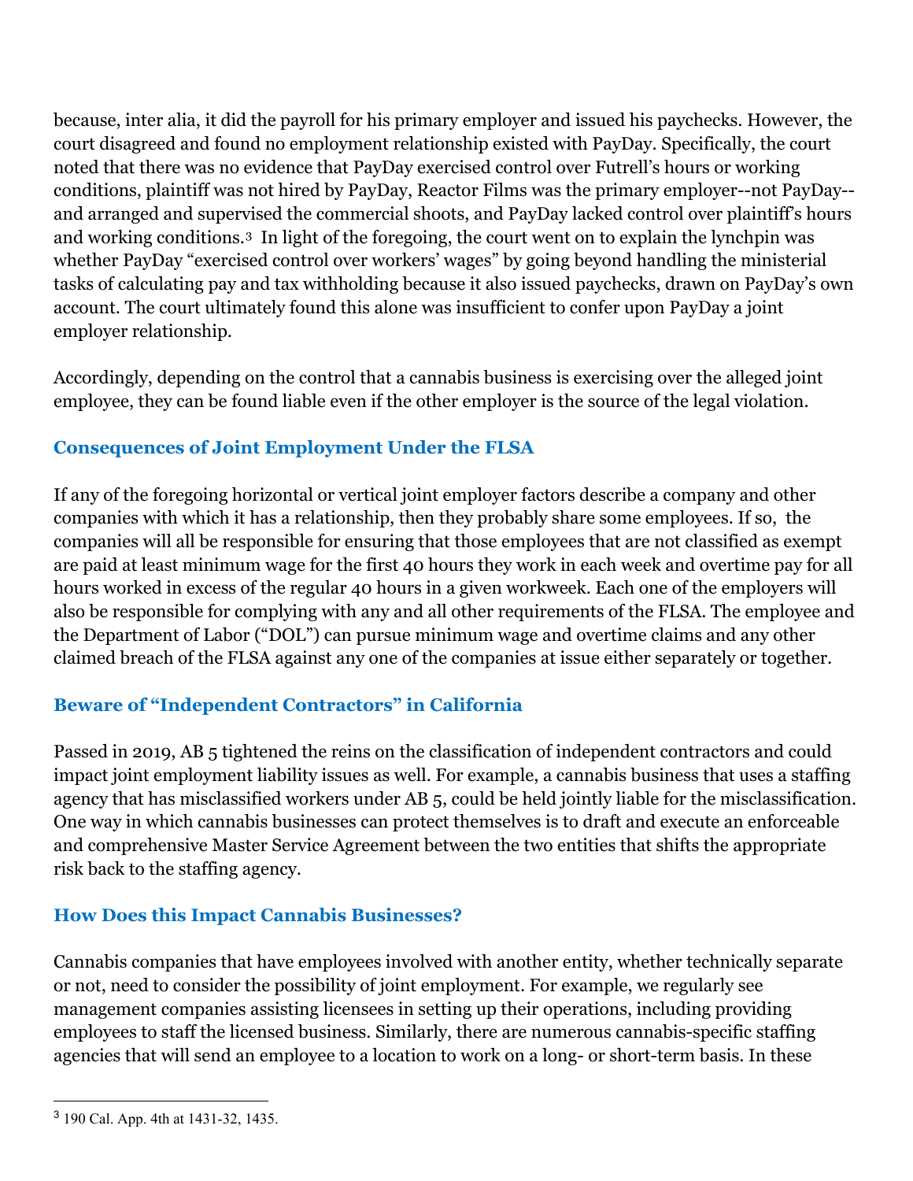because, inter alia, it did the payroll for his primary employer and issued his paychecks. However, the court disagreed and found no employment relationship existed with PayDay. Specifically, the court noted that there was no evidence that PayDay exercised control over Futrell's hours or working conditions, plaintiff was not hired by PayDay, Reactor Films was the primary employer--not PayDay--and arranged and supervised the commercial shoots, and PayDay lacked control over plaintiff's hours and working conditions.[3] In light of the foregoing, the court went on to explain the lynchpin was whether PayDay "exercised control over workers' wages" by going beyond handling the ministerial tasks of calculating pay and tax withholding because it also issued paychecks, drawn on PayDay's own account. The court ultimately found this alone was insufficient to confer upon PayDay a joint employer relationship.

Accordingly, depending on the control that a cannabis business is exercising over the alleged joint employee, they can be found liable even if the other employer is the source of the legal violation.

## Consequences of Joint Employment Under the FLSA

If any of the foregoing horizontal or vertical joint employer factors describe a company and other companies with which it has a relationship, then they probably share some employees. If so, the companies will all be responsible for ensuring that those employees that are not classified as exempt are paid at least minimum wage for the first 40 hours they work in each week and overtime pay for all hours worked in excess of the regular 40 hours in a given workweek. Each one of the employers will also be responsible for complying with any and all other requirements of the FLSA. The employee and the Department of Labor ("DOL") can pursue minimum wage and overtime claims and any other claimed breach of the FLSA against any one of the companies at issue either separately or together.

## Beware of "Independent Contractors" in California

Passed in 2019, AB 5 tightened the reins on the classification of independent contractors and could impact joint employment liability issues as well. For example, a cannabis business that uses a staffing agency that has misclassified workers under AB 5, could be held jointly liable for the misclassification. One way in which cannabis businesses can protect themselves is to draft and execute an enforceable and comprehensive Master Service Agreement between the two entities that shifts the appropriate risk back to the staffing agency.

## How Does this Impact Cannabis Businesses?

Cannabis companies that have employees involved with another entity, whether technically separate or not, need to consider the possibility of joint employment. For example, we regularly see management companies assisting licensees in setting up their operations, including providing employees to staff the licensed business. Similarly, there are numerous cannabis-specific staffing agencies that will send an employee to a location to work on a long- or short-term basis. In these

---

[3] 190 Cal. App. 4th at 1431-32, 1435.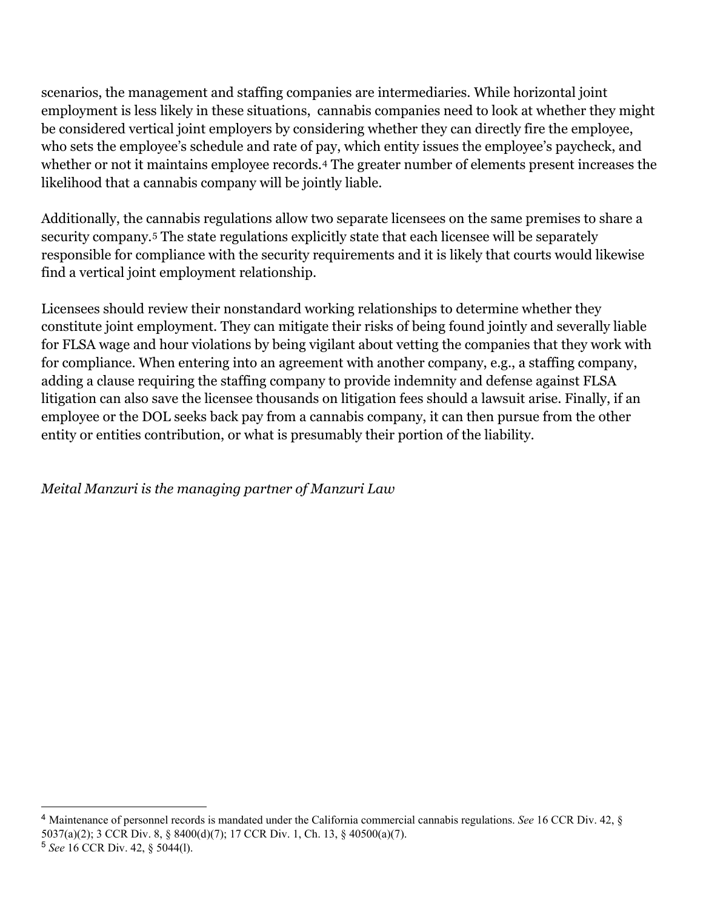scenarios, the management and staffing companies are intermediaries. While horizontal joint employment is less likely in these situations, cannabis companies need to look at whether they might be considered vertical joint employers by considering whether they can directly fire the employee, who sets the employee's schedule and rate of pay, which entity issues the employee's paycheck, and whether or not it maintains employee records.[4] The greater number of elements present increases the likelihood that a cannabis company will be jointly liable.

Additionally, the cannabis regulations allow two separate licensees on the same premises to share a security company.[5] The state regulations explicitly state that each licensee will be separately responsible for compliance with the security requirements and it is likely that courts would likewise find a vertical joint employment relationship.

Licensees should review their nonstandard working relationships to determine whether they constitute joint employment. They can mitigate their risks of being found jointly and severally liable for FLSA wage and hour violations by being vigilant about vetting the companies that they work with for compliance. When entering into an agreement with another company, e.g., a staffing company, adding a clause requiring the staffing company to provide indemnity and defense against FLSA litigation can also save the licensee thousands on litigation fees should a lawsuit arise. Finally, if an employee or the DOL seeks back pay from a cannabis company, it can then pursue from the other entity or entities contribution, or what is presumably their portion of the liability.

*Meital Manzuri is the managing partner of Manzuri Law*

---

[4] Maintenance of personnel records is mandated under the California commercial cannabis regulations. *See* 16 CCR Div. 42, § 5037(a)(2); 3 CCR Div. 8, § 8400(d)(7); 17 CCR Div. 1, Ch. 13, § 40500(a)(7).

[5] *See* 16 CCR Div. 42, § 5044(l).